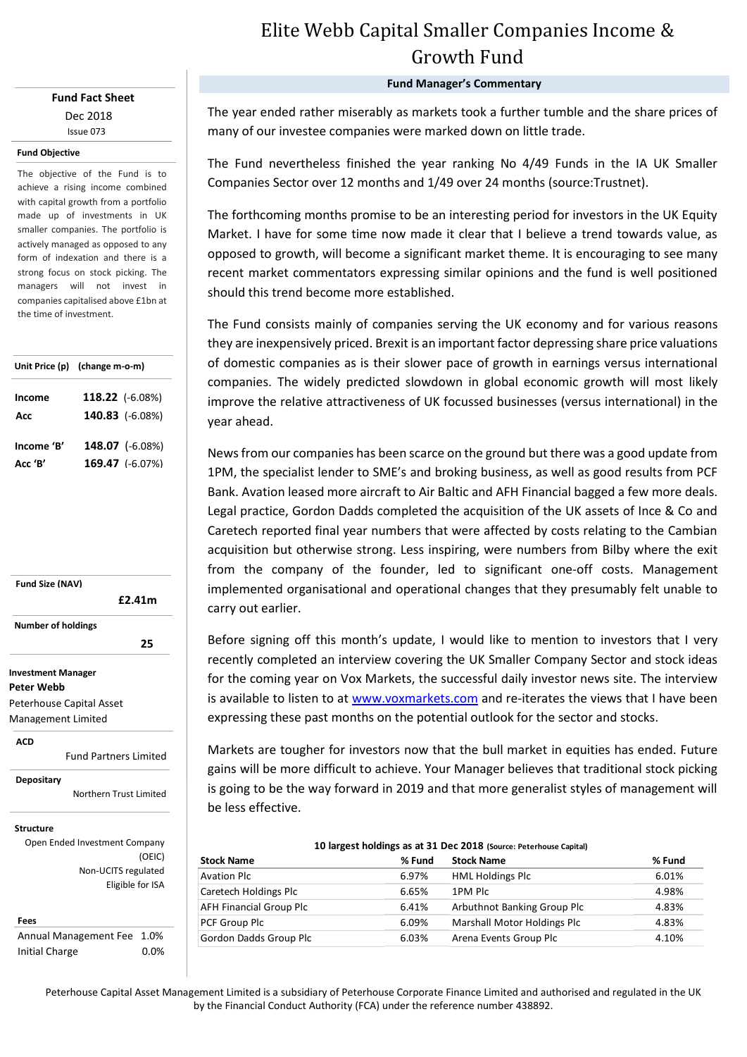# Elite Webb Capital Smaller Companies Income & Growth Fund

**Fund Fact Sheet**

Dec 2018

Issue 073

**Fund Objective**

The objective of the Fund is to achieve a rising income combined with capital growth from a portfolio made up of investments in UK smaller companies. The portfolio is actively managed as opposed to any form of indexation and there is a strong focus on stock picking. The managers will not invest in companies capitalised above £1bn at the time of investment.

| Unit Price (p) | (change m-o-m) |
|---|---|
| Income | **118.22** (-6.08%) |
| Acc | **140.83** (-6.08%) |
| Income 'B' | **148.07** (-6.08%) |
| Acc 'B' | **169.47** (-6.07%) |

**Fund Size (NAV)**

**£2.41m**

**Number of holdings**

**25**

**Investment Manager**

**Peter Webb**

Peterhouse Capital Asset Management Limited

**ACD**

Fund Partners Limited

**Depositary**

Northern Trust Limited

**Structure**

Open Ended Investment Company (OEIC)

Non-UCITS regulated

Eligible for ISA

**Fees**

| | |
|---|---|
| Annual Management Fee | 1.0% |
| Initial Charge | 0.0% |

## Fund Manager's Commentary

The year ended rather miserably as markets took a further tumble and the share prices of many of our investee companies were marked down on little trade.

The Fund nevertheless finished the year ranking No 4/49 Funds in the IA UK Smaller Companies Sector over 12 months and 1/49 over 24 months (source:Trustnet).

The forthcoming months promise to be an interesting period for investors in the UK Equity Market. I have for some time now made it clear that I believe a trend towards value, as opposed to growth, will become a significant market theme. It is encouraging to see many recent market commentators expressing similar opinions and the fund is well positioned should this trend become more established.

The Fund consists mainly of companies serving the UK economy and for various reasons they are inexpensively priced. Brexit is an important factor depressing share price valuations of domestic companies as is their slower pace of growth in earnings versus international companies. The widely predicted slowdown in global economic growth will most likely improve the relative attractiveness of UK focussed businesses (versus international) in the year ahead.

News from our companies has been scarce on the ground but there was a good update from 1PM, the specialist lender to SME's and broking business, as well as good results from PCF Bank. Avation leased more aircraft to Air Baltic and AFH Financial bagged a few more deals. Legal practice, Gordon Dadds completed the acquisition of the UK assets of Ince & Co and Caretech reported final year numbers that were affected by costs relating to the Cambian acquisition but otherwise strong. Less inspiring, were numbers from Bilby where the exit from the company of the founder, led to significant one-off costs. Management implemented organisational and operational changes that they presumably felt unable to carry out earlier.

Before signing off this month's update, I would like to mention to investors that I very recently completed an interview covering the UK Smaller Company Sector and stock ideas for the coming year on Vox Markets, the successful daily investor news site. The interview is available to listen to at www.voxmarkets.com and re-iterates the views that I have been expressing these past months on the potential outlook for the sector and stocks.

Markets are tougher for investors now that the bull market in equities has ended. Future gains will be more difficult to achieve. Your Manager believes that traditional stock picking is going to be the way forward in 2019 and that more generalist styles of management will be less effective.

**10 largest holdings as at 31 Dec 2018** (Source: Peterhouse Capital)

| Stock Name | % Fund | Stock Name | % Fund |
|---|---|---|---|
| Avation Plc | 6.97% | HML Holdings Plc | 6.01% |
| Caretech Holdings Plc | 6.65% | 1PM Plc | 4.98% |
| AFH Financial Group Plc | 6.41% | Arbuthnot Banking Group Plc | 4.83% |
| PCF Group Plc | 6.09% | Marshall Motor Holdings Plc | 4.83% |
| Gordon Dadds Group Plc | 6.03% | Arena Events Group Plc | 4.10% |

Peterhouse Capital Asset Management Limited is a subsidiary of Peterhouse Corporate Finance Limited and authorised and regulated in the UK by the Financial Conduct Authority (FCA) under the reference number 438892.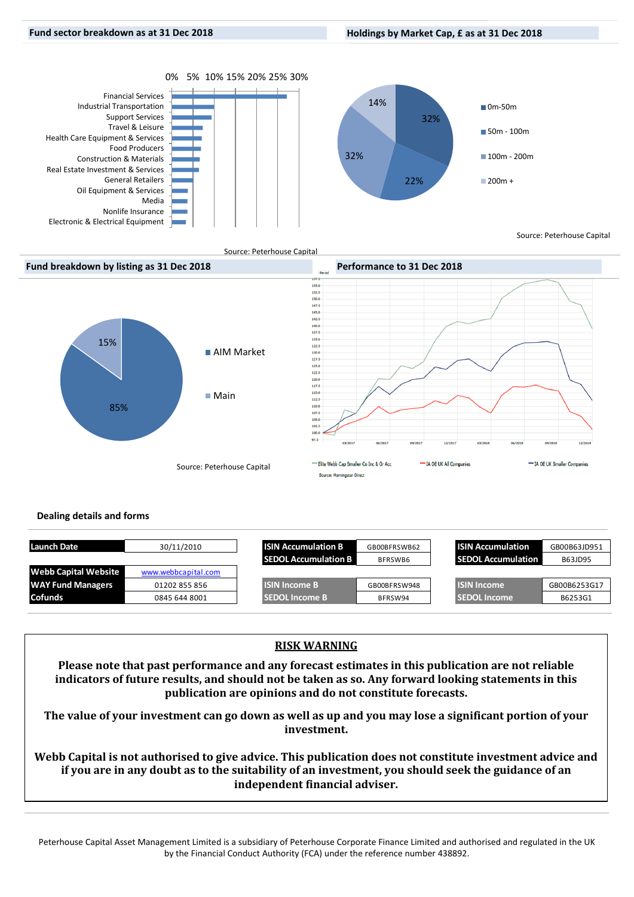## Fund sector breakdown as at 31 Dec 2018

0% 5% 10% 15% 20% 25% 30%

Financial Services
Industrial Transportation
Support Services
Travel & Leisure
Health Care Equipment & Services
Food Producers
Construction & Materials
Real Estate Investment & Services
General Retailers
Oil Equipment & Services
Media
Nonlife Insurance
Electronic & Electrical Equipment

Source: Peterhouse Capital

## Holdings by Market Cap, £ as at 31 Dec 2018

14%
32%
32%
22%

0m-50m
50m - 100m
100m - 200m
200m +

Source: Peterhouse Capital

## Fund breakdown by listing as at 31 Dec 2018

15%
85%

AIM Market
Main

Source: Peterhouse Capital

## Performance to 31 Dec 2018

Period

155.0
152.5
150.0
147.5
145.0
142.5
140.0
137.5
135.0
132.5
130.0
127.5
125.0
122.5
120.0
117.5
115.0
112.5
110.0
107.5
105.0
102.5
100.0
97.5

03/2017 06/2017 09/2017 12/2017 03/2018 06/2018 09/2018 12/2018

— Elite Webb Cap Smaller Co Inc & Gr Acc — IA OE UK All Companies — IA OE UK Smaller Companies

Source: Morningstar Direct

### Dealing details and forms

| | |
|---|---|
| Launch Date | 30/11/2010 |
| Webb Capital Website | www.webbcapital.com |
| WAY Fund Managers | 01202 855 856 |
| Cofunds | 0845 644 8001 |

| | |
|---|---|
| ISIN Accumulation B | GB00BFRSWB62 |
| SEDOL Accumulation B | BFRSWB6 |
| ISIN Income B | GB00BFRSW948 |
| SEDOL Income B | BFRSW94 |

| | |
|---|---|
| ISIN Accumulation | GB00B63JD951 |
| SEDOL Accumulation | B63JD95 |
| ISIN Income | GB00B6253G17 |
| SEDOL Income | B6253G1 |

## RISK WARNING

**Please note that past performance and any forecast estimates in this publication are not reliable indicators of future results, and should not be taken as so. Any forward looking statements in this publication are opinions and do not constitute forecasts.**

**The value of your investment can go down as well as up and you may lose a significant portion of your investment.**

**Webb Capital is not authorised to give advice. This publication does not constitute investment advice and if you are in any doubt as to the suitability of an investment, you should seek the guidance of an independent financial adviser.**

Peterhouse Capital Asset Management Limited is a subsidiary of Peterhouse Corporate Finance Limited and authorised and regulated in the UK by the Financial Conduct Authority (FCA) under the reference number 438892.